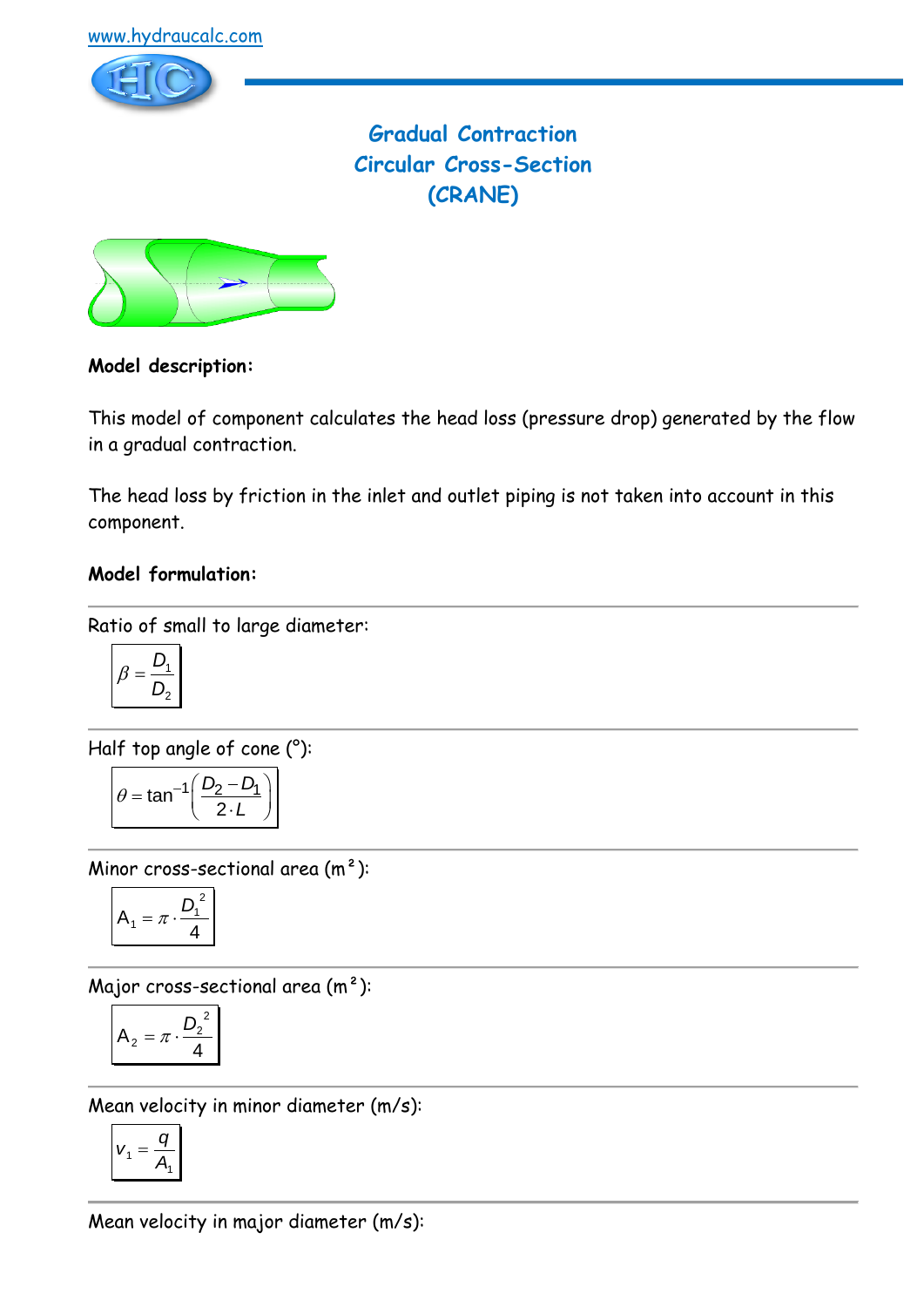www.hydraucalc.com

# Gradual Contraction
# Circular Cross-Section
# (CRANE)

**Model description:**

This model of component calculates the head loss (pressure drop) generated by the flow in a gradual contraction.

The head loss by friction in the inlet and outlet piping is not taken into account in this component.

**Model formulation:**

Ratio of small to large diameter:

$$\beta = \frac{D_1}{D_2}$$

Half top angle of cone (°):

$$\theta = \tan^{-1}\left(\frac{D_2 - D_1}{2 \cdot L}\right)$$

Minor cross-sectional area (m²):

$$A_1 = \pi \cdot \frac{D_1^2}{4}$$

Major cross-sectional area (m²):

$$A_2 = \pi \cdot \frac{D_2^2}{4}$$

Mean velocity in minor diameter (m/s):

$$v_1 = \frac{q}{A_1}$$

Mean velocity in major diameter (m/s):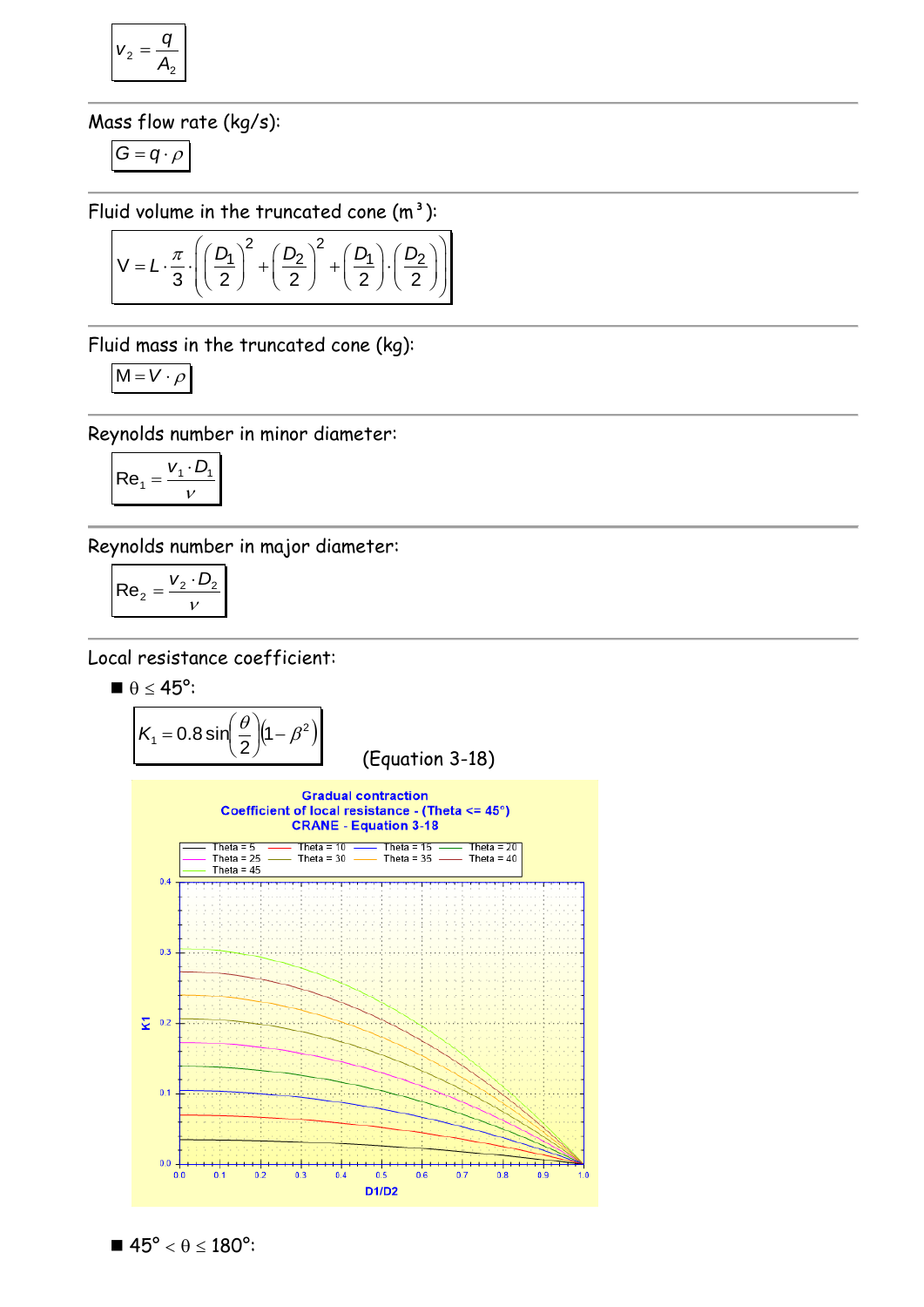$$v_2 = \frac{q}{A_2}$$

Mass flow rate (kg/s):

$$G = q \cdot \rho$$

Fluid volume in the truncated cone (m³):

$$V = L \cdot \frac{\pi}{3} \cdot \left( \left(\frac{D_1}{2}\right)^2 + \left(\frac{D_2}{2}\right)^2 + \left(\frac{D_1}{2}\right) \cdot \left(\frac{D_2}{2}\right) \right)$$

Fluid mass in the truncated cone (kg):

$$M = V \cdot \rho$$

Reynolds number in minor diameter:

$$Re_1 = \frac{v_1 \cdot D_1}{\nu}$$

Reynolds number in major diameter:

$$Re_2 = \frac{v_2 \cdot D_2}{\nu}$$

Local resistance coefficient:

- $\theta \leq 45°$:

$$K_1 = 0.8 \sin\left(\frac{\theta}{2}\right)\left(1 - \beta^2\right)$$

(Equation 3-18)

- $45° < \theta \leq 180°$: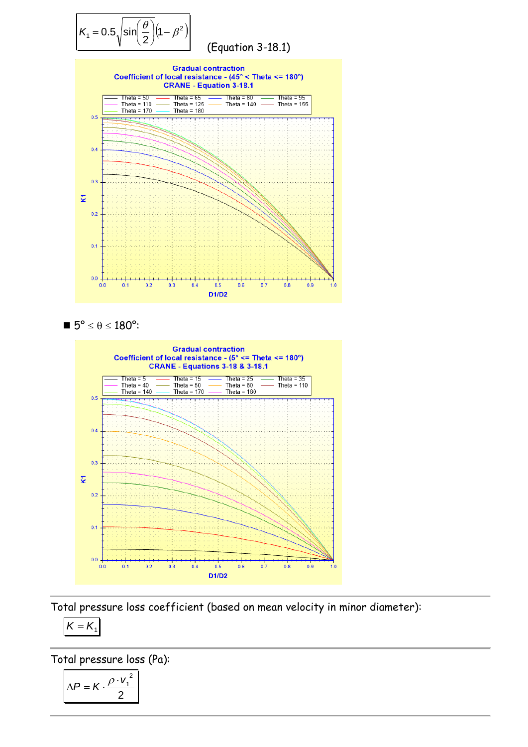$$K_1 = 0.5\sqrt{\sin\left(\frac{\theta}{2}\right)\left(1-\beta^2\right)}$$ (Equation 3-18.1)

Gradual contraction
Coefficient of local resistance - (45° < Theta <= 180°)
CRANE - Equation 3-18.1

■ $5° \leq \theta \leq 180°$:

Gradual contraction
Coefficient of local resistance - (5° <= Theta <= 180°)
CRANE - Equations 3-18 & 3-18.1

---

Total pressure loss coefficient (based on mean velocity in minor diameter):

$$K = K_1$$

---

Total pressure loss (Pa):

$$\Delta P = K \cdot \frac{\rho \cdot v_1^2}{2}$$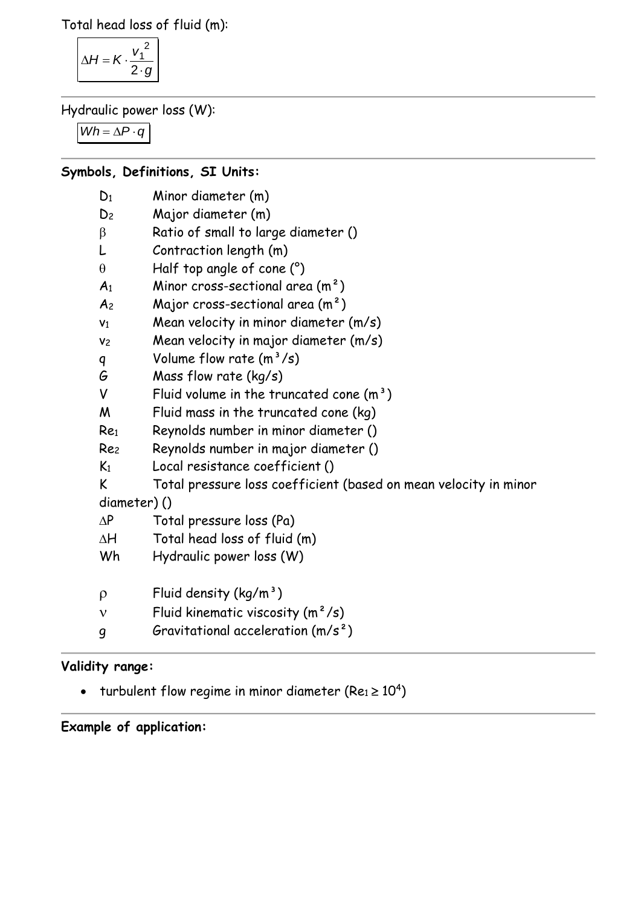Total head loss of fluid (m):

$$\Delta H = K \cdot \frac{v_1^2}{2 \cdot g}$$

---

Hydraulic power loss (W):

$$Wh = \Delta P \cdot q$$

---

**Symbols, Definitions, SI Units:**

- $D_1$ Minor diameter (m)
- $D_2$ Major diameter (m)
- $\beta$ Ratio of small to large diameter ()
- $L$ Contraction length (m)
- $\theta$ Half top angle of cone (°)
- $A_1$ Minor cross-sectional area (m²)
- $A_2$ Major cross-sectional area (m²)
- $v_1$ Mean velocity in minor diameter (m/s)
- $v_2$ Mean velocity in major diameter (m/s)
- $q$ Volume flow rate (m³/s)
- $G$ Mass flow rate (kg/s)
- $V$ Fluid volume in the truncated cone (m³)
- $M$ Fluid mass in the truncated cone (kg)
- $Re_1$ Reynolds number in minor diameter ()
- $Re_2$ Reynolds number in major diameter ()
- $K_1$ Local resistance coefficient ()
- $K$ Total pressure loss coefficient (based on mean velocity in minor diameter) ()
- $\Delta P$ Total pressure loss (Pa)
- $\Delta H$ Total head loss of fluid (m)
- $Wh$ Hydraulic power loss (W)

- $\rho$ Fluid density (kg/m³)
- $\nu$ Fluid kinematic viscosity (m²/s)
- $g$ Gravitational acceleration (m/s²)

---

**Validity range:**

- turbulent flow regime in minor diameter ($Re_1 \geq 10^4$)

---

**Example of application:**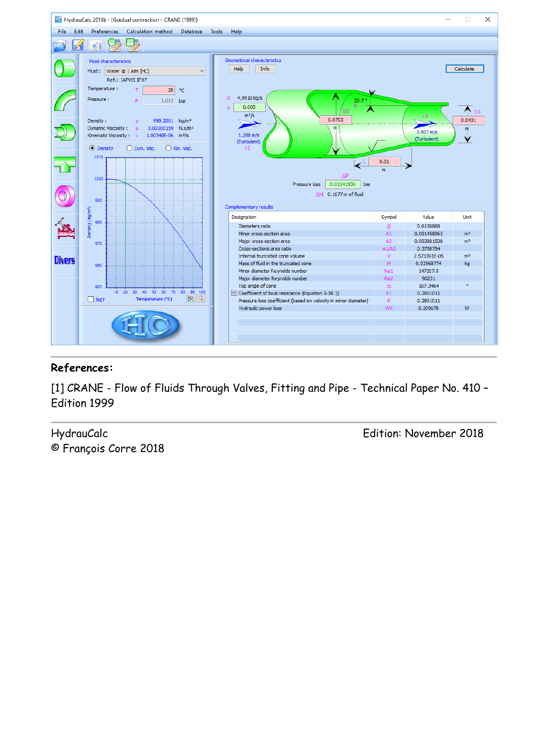HydrauCalc 2018b - [Gradual contraction - CRANE (1999)]

File Edit Preferences Calculation method Database Tools Help

Fluid characteristics

Fluid : Water @ 1 atm [HC]

Ref.: IAPWS IF97

Temperature : T 20 °C

Pressure : P 1.013 bar

Density : ρ 998.2061 kg/m³

Dynamic Viscosity : μ 0.00100159 N.s/m²

Kinematic Viscosity : ν 1.00340E-06 m²/s

Density Dyn. Visc. Kin. Visc.

1010
1000
990
980
970
960
950

10 20 30 40 50 60 70 80 90 100

Density (kg/m³)

logY

Temperature (°C)

Divers

Geometrical characteristics

Help Info

Calculate

G 4.9910 kg/s

q 0.005 m³/s

1.288 m/s (Turbulent) ν2

D2 0.0703 m

53.7 ° θ

ν1 3.427 m/s (Turbulent)

D1 0.0431 m

L 0.01 m

ΔP Pressure loss 0.01641936 bar

ΔH 0.1677 m of fluid

Complementary results

| Designation | Symbol | Value | Unit |
|---|---|---|---|
| Diameters ratio | β | 0.6130868 | |
| Minor cross-section area | A1 | 0.001458963 | m² |
| Major cross-section area | A2 | 0.003881508 | m² |
| Cross-sections area ratio | A1/A2 | 0.3758754 | |
| Internal truncated cone volume | V | 2.573391E-05 | m³ |
| Mass of fluid in the truncated cone | M | 0.02568774 | kg |
| Minor diameter Reynolds number | Re1 | 147207.5 | |
| Major diameter Reynolds number | Re2 | 90251 | |
| Top angle of cone | α | 107.3464 | ° |
| Coefficient of local resistance (Equation 3-18. 1) | K1 | 0.2801011 | |
| Pressure loss coefficient (based on velocity in minor diameter) | K | 0.2801011 | |
| Hydraulic power loss | Wh | 8.209678 | W |

## References:

[1] CRANE - Flow of Fluids Through Valves, Fitting and Pipe - Technical Paper No. 410 – Edition 1999

HydrauCalc
© François Corre 2018

Edition: November 2018